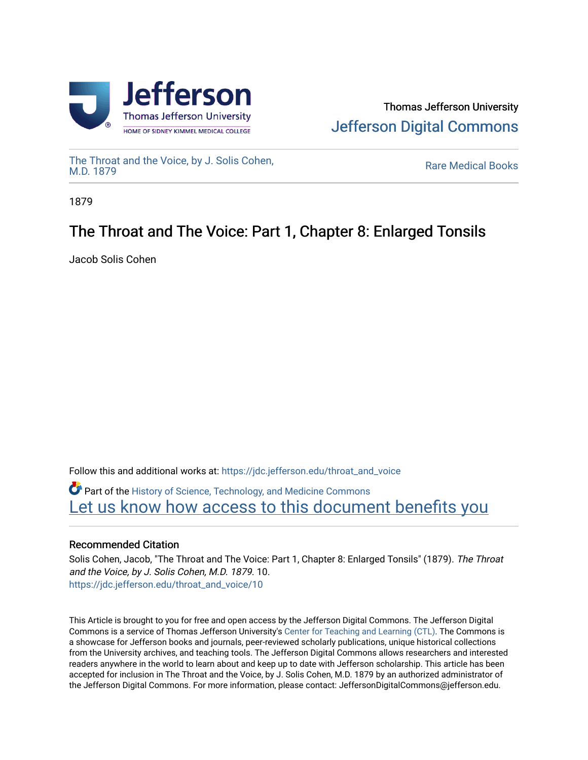Thomas Jefferson University
Jefferson Digital Commons

The Throat and the Voice, by J. Solis Cohen, M.D. 1879

Rare Medical Books

1879

# The Throat and The Voice: Part 1, Chapter 8: Enlarged Tonsils

Jacob Solis Cohen

Follow this and additional works at: https://jdc.jefferson.edu/throat_and_voice

Part of the History of Science, Technology, and Medicine Commons

Let us know how access to this document benefits you

## Recommended Citation

Solis Cohen, Jacob, "The Throat and The Voice: Part 1, Chapter 8: Enlarged Tonsils" (1879). *The Throat and the Voice, by J. Solis Cohen, M.D. 1879*. 10.
https://jdc.jefferson.edu/throat_and_voice/10

This Article is brought to you for free and open access by the Jefferson Digital Commons. The Jefferson Digital Commons is a service of Thomas Jefferson University's Center for Teaching and Learning (CTL). The Commons is a showcase for Jefferson books and journals, peer-reviewed scholarly publications, unique historical collections from the University archives, and teaching tools. The Jefferson Digital Commons allows researchers and interested readers anywhere in the world to learn about and keep up to date with Jefferson scholarship. This article has been accepted for inclusion in The Throat and the Voice, by J. Solis Cohen, M.D. 1879 by an authorized administrator of the Jefferson Digital Commons. For more information, please contact: JeffersonDigitalCommons@jefferson.edu.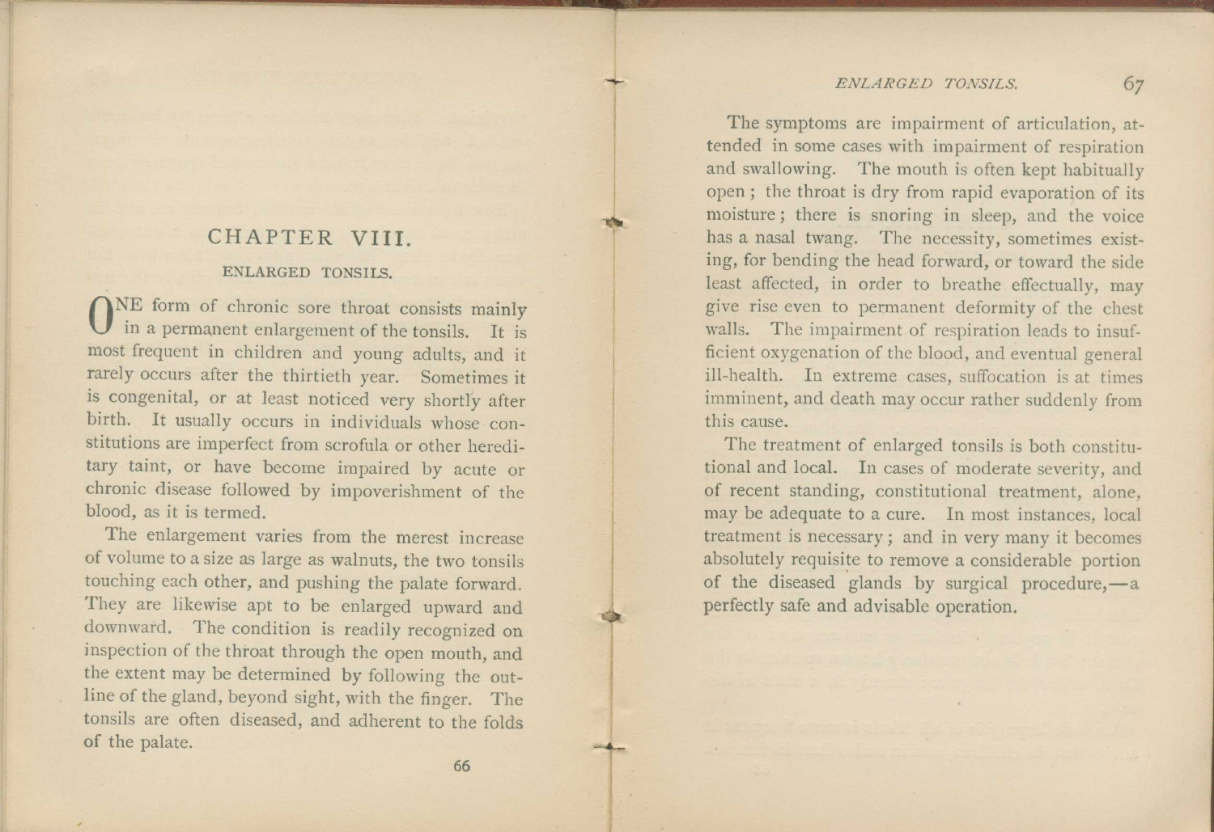## CHAPTER VIII.

### ENLARGED TONSILS.

ONE form of chronic sore throat consists mainly in a permanent enlargement of the tonsils. It is most frequent in children and young adults, and it rarely occurs after the thirtieth year. Sometimes it is congenital, or at least noticed very shortly after birth. It usually occurs in individuals whose constitutions are imperfect from scrofula or other hereditary taint, or have become impaired by acute or chronic disease followed by impoverishment of the blood, as it is termed.

The enlargement varies from the merest increase of volume to a size as large as walnuts, the two tonsils touching each other, and pushing the palate forward. They are likewise apt to be enlarged upward and downward. The condition is readily recognized on inspection of the throat through the open mouth, and the extent may be determined by following the outline of the gland, beyond sight, with the finger. The tonsils are often diseased, and adherent to the folds of the palate.

The symptoms are impairment of articulation, attended in some cases with impairment of respiration and swallowing. The mouth is often kept habitually open; the throat is dry from rapid evaporation of its moisture; there is snoring in sleep, and the voice has a nasal twang. The necessity, sometimes existing, for bending the head forward, or toward the side least affected, in order to breathe effectually, may give rise even to permanent deformity of the chest walls. The impairment of respiration leads to insufficient oxygenation of the blood, and eventual general ill-health. In extreme cases, suffocation is at times imminent, and death may occur rather suddenly from this cause.

The treatment of enlarged tonsils is both constitutional and local. In cases of moderate severity, and of recent standing, constitutional treatment, alone, may be adequate to a cure. In most instances, local treatment is necessary; and in very many it becomes absolutely requisite to remove a considerable portion of the diseased glands by surgical procedure,—a perfectly safe and advisable operation.